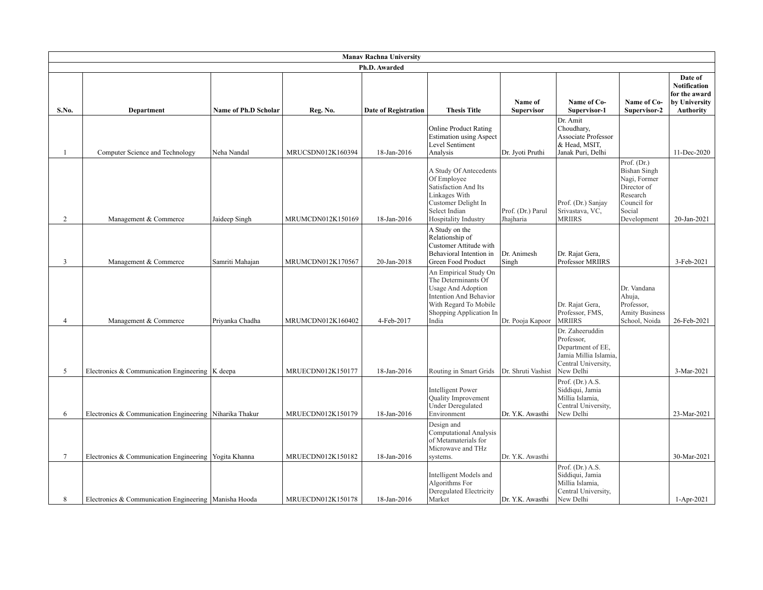| Manav Rachna University | | | | | | | | | |
|---|---|---|---|---|---|---|---|---|---|
| Ph.D. Awarded | | | | | | | | | |
| S.No. | Department | Name of Ph.D Scholar | Reg. No. | Date of Registration | Thesis Title | Name of Supervisor | Name of Co-Supervisor-1 | Name of Co-Supervisor-2 | Date of Notification for the award by University Authority |
| 1 | Computer Science and Technology | Neha Nandal | MRUCSDN012K160394 | 18-Jan-2016 | Online Product Rating Estimation using Aspect Level Sentiment Analysis | Dr. Jyoti Pruthi | Dr. Amit Choudhary, Associate Professor & Head, MSIT, Janak Puri, Delhi | | 11-Dec-2020 |
| 2 | Management & Commerce | Jaideep Singh | MRUMCDN012K150169 | 18-Jan-2016 | A Study Of Antecedents Of Employee Satisfaction And Its Linkages With Customer Delight In Select Indian Hospitality Industry | Prof. (Dr.) Parul Jhajharia | Prof. (Dr.) Sanjay Srivastava, VC, MRIIRS | Prof. (Dr.) Bishan Singh Nagi, Former Director of Research Council for Social Development | 20-Jan-2021 |
| 3 | Management & Commerce | Samriti Mahajan | MRUMCDN012K170567 | 20-Jan-2018 | A Study on the Relationship of Customer Attitude with Behavioral Intention in Green Food Product | Dr. Animesh Singh | Dr. Rajat Gera, Professor MRIIRS | | 3-Feb-2021 |
| 4 | Management & Commerce | Priyanka Chadha | MRUMCDN012K160402 | 4-Feb-2017 | An Empirical Study On The Determinants Of Usage And Adoption Intention And Behavior With Regard To Mobile Shopping Application In India | Dr. Pooja Kapoor | Dr. Rajat Gera, Professor, FMS, MRIIRS | Dr. Vandana Ahuja, Professor, Amity Business School, Noida | 26-Feb-2021 |
| 5 | Electronics & Communication Engineering | K deepa | MRUECDN012K150177 | 18-Jan-2016 | Routing in Smart Grids | Dr. Shruti Vashist | Dr. Zaheeruddin Professor, Department of EE, Jamia Millia Islamia, Central University, New Delhi | | 3-Mar-2021 |
| 6 | Electronics & Communication Engineering | Niharika Thakur | MRUECDN012K150179 | 18-Jan-2016 | Intelligent Power Quality Improvement Under Deregulated Environment | Dr. Y.K. Awasthi | Prof. (Dr.) A.S. Siddiqui, Jamia Millia Islamia, Central University, New Delhi | | 23-Mar-2021 |
| 7 | Electronics & Communication Engineering | Yogita Khanna | MRUECDN012K150182 | 18-Jan-2016 | Design and Computational Analysis of Metamaterials for Microwave and THz systems. | Dr. Y.K. Awasthi | | | 30-Mar-2021 |
| 8 | Electronics & Communication Engineering | Manisha Hooda | MRUECDN012K150178 | 18-Jan-2016 | Intelligent Models and Algorithms For Deregulated Electricity Market | Dr. Y.K. Awasthi | Prof. (Dr.) A.S. Siddiqui, Jamia Millia Islamia, Central University, New Delhi | | 1-Apr-2021 |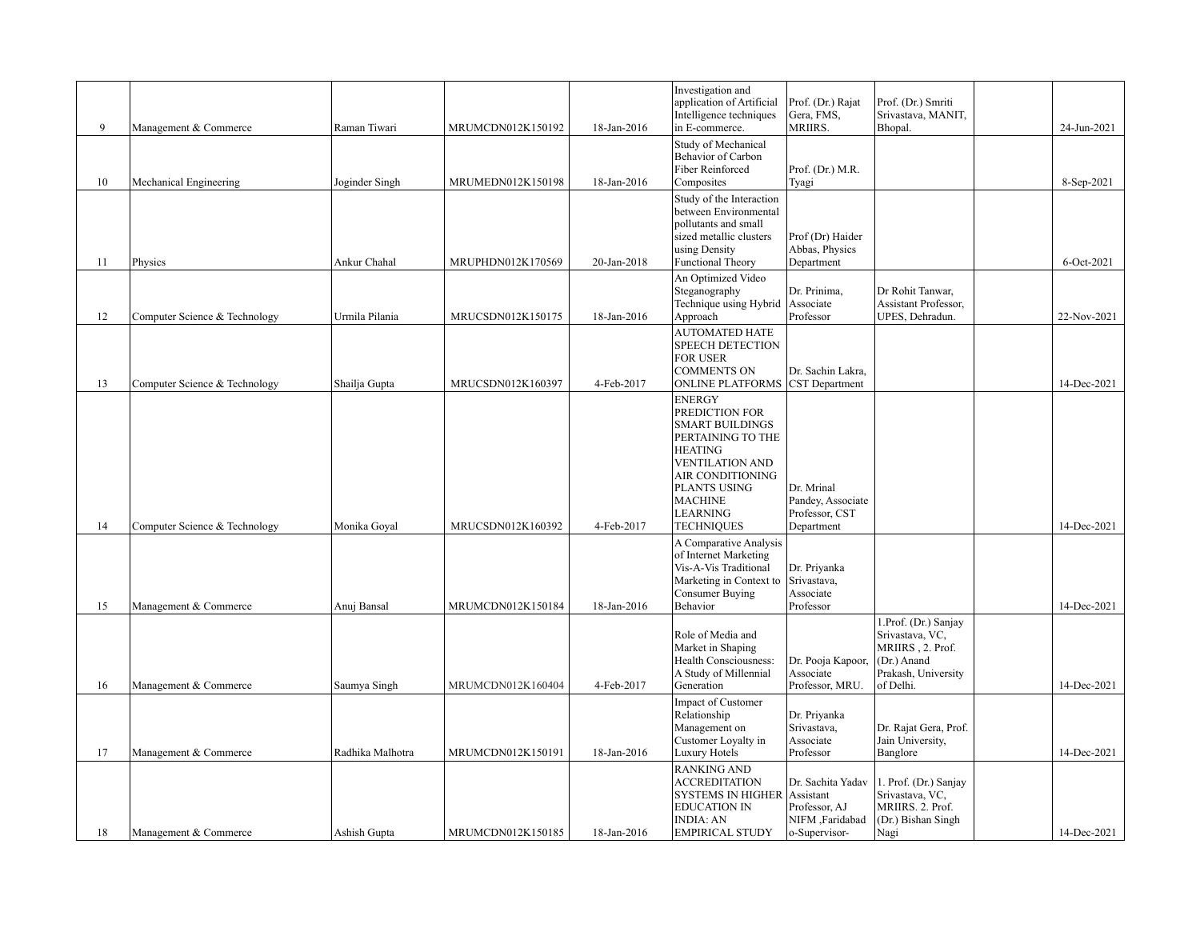| | | | | | | | | | |
|---|---|---|---|---|---|---|---|---|---|
| 9 | Management & Commerce | Raman Tiwari | MRUMCDN012K150192 | 18-Jan-2016 | Investigation and application of Artificial Intelligence techniques in E-commerce. | Prof. (Dr.) Rajat Gera, FMS, MRIIRS. | Prof. (Dr.) Smriti Srivastava, MANIT, Bhopal. | | 24-Jun-2021 |
| 10 | Mechanical Engineering | Joginder Singh | MRUMEDN012K150198 | 18-Jan-2016 | Study of Mechanical Behavior of Carbon Fiber Reinforced Composites | Prof. (Dr.) M.R. Tyagi | | | 8-Sep-2021 |
| 11 | Physics | Ankur Chahal | MRUPHDN012K170569 | 20-Jan-2018 | Study of the Interaction between Environmental pollutants and small sized metallic clusters using Density Functional Theory | Prof (Dr) Haider Abbas, Physics Department | | | 6-Oct-2021 |
| 12 | Computer Science & Technology | Urmila Pilania | MRUCSDN012K150175 | 18-Jan-2016 | An Optimized Video Steganography Technique using Hybrid Approach | Dr. Prinima, Associate Professor | Dr Rohit Tanwar, Assistant Professor, UPES, Dehradun. | | 22-Nov-2021 |
| 13 | Computer Science & Technology | Shailja Gupta | MRUCSDN012K160397 | 4-Feb-2017 | AUTOMATED HATE SPEECH DETECTION FOR USER COMMENTS ON ONLINE PLATFORMS | Dr. Sachin Lakra, CST Department | | | 14-Dec-2021 |
| 14 | Computer Science & Technology | Monika Goyal | MRUCSDN012K160392 | 4-Feb-2017 | ENERGY PREDICTION FOR SMART BUILDINGS PERTAINING TO THE HEATING VENTILATION AND AIR CONDITIONING PLANTS USING MACHINE LEARNING TECHNIQUES | Dr. Mrinal Pandey, Associate Professor, CST Department | | | 14-Dec-2021 |
| 15 | Management & Commerce | Anuj Bansal | MRUMCDN012K150184 | 18-Jan-2016 | A Comparative Analysis of Internet Marketing Vis-A-Vis Traditional Marketing in Context to Consumer Buying Behavior | Dr. Priyanka Srivastava, Associate Professor | | | 14-Dec-2021 |
| 16 | Management & Commerce | Saumya Singh | MRUMCDN012K160404 | 4-Feb-2017 | Role of Media and Market in Shaping Health Consciousness: A Study of Millennial Generation | Dr. Pooja Kapoor, Associate Professor, MRU. | 1.Prof. (Dr.) Sanjay Srivastava, VC, MRIIRS , 2. Prof. (Dr.) Anand Prakash, University of Delhi. | | 14-Dec-2021 |
| 17 | Management & Commerce | Radhika Malhotra | MRUMCDN012K150191 | 18-Jan-2016 | Impact of Customer Relationship Management on Customer Loyalty in Luxury Hotels | Dr. Priyanka Srivastava, Associate Professor | Dr. Rajat Gera, Prof. Jain University, Banglore | | 14-Dec-2021 |
| 18 | Management & Commerce | Ashish Gupta | MRUMCDN012K150185 | 18-Jan-2016 | RANKING AND ACCREDITATION SYSTEMS IN HIGHER EDUCATION IN INDIA: AN EMPIRICAL STUDY | Dr. Sachita Yadav Assistant Professor, AJ NIFM ,Faridabad o-Supervisor- | 1. Prof. (Dr.) Sanjay Srivastava, VC, MRIIRS. 2. Prof. (Dr.) Bishan Singh Nagi | | 14-Dec-2021 |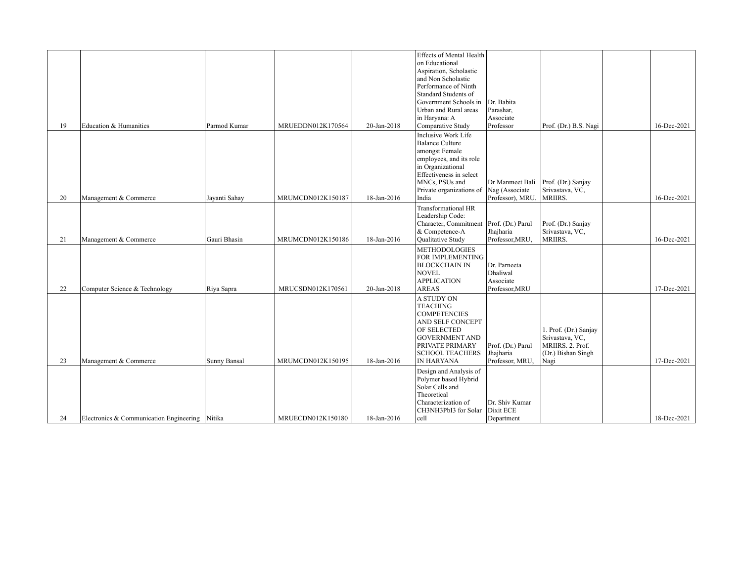| | | | | | | | | | |
|---|---|---|---|---|---|---|---|---|---|
| 19 | Education & Humanities | Parmod Kumar | MRUEDDN012K170564 | 20-Jan-2018 | Effects of Mental Health on Educational Aspiration, Scholastic and Non Scholastic Performance of Ninth Standard Students of Government Schools in Urban and Rural areas in Haryana: A Comparative Study | Dr. Babita Parashar, Associate Professor | Prof. (Dr.) B.S. Nagi | | 16-Dec-2021 |
| 20 | Management & Commerce | Jayanti Sahay | MRUMCDN012K150187 | 18-Jan-2016 | Inclusive Work Life Balance Culture amongst Female employees, and its role in Organizational Effectiveness in select MNCs, PSUs and Private organizations of India | Dr Manmeet Bali Nag (Associate Professor), MRU. | Prof. (Dr.) Sanjay Srivastava, VC, MRIIRS. | | 16-Dec-2021 |
| 21 | Management & Commerce | Gauri Bhasin | MRUMCDN012K150186 | 18-Jan-2016 | Transformational HR Leadership Code: Character, Commitment & Competence-A Qualitative Study | Prof. (Dr.) Parul Jhajharia Professor,MRU, | Prof. (Dr.) Sanjay Srivastava, VC, MRIIRS. | | 16-Dec-2021 |
| 22 | Computer Science & Technology | Riya Sapra | MRUCSDN012K170561 | 20-Jan-2018 | METHODOLOGIES FOR IMPLEMENTING BLOCKCHAIN IN NOVEL APPLICATION AREAS | Dr. Parneeta Dhaliwal Associate Professor,MRU | | | 17-Dec-2021 |
| 23 | Management & Commerce | Sunny Bansal | MRUMCDN012K150195 | 18-Jan-2016 | A STUDY ON TEACHING COMPETENCIES AND SELF CONCEPT OF SELECTED GOVERNMENT AND PRIVATE PRIMARY SCHOOL TEACHERS IN HARYANA | Prof. (Dr.) Parul Jhajharia Professor, MRU, | 1. Prof. (Dr.) Sanjay Srivastava, VC, MRIIRS. 2. Prof. (Dr.) Bishan Singh Nagi | | 17-Dec-2021 |
| 24 | Electronics & Communication Engineering | Nitika | MRUECDN012K150180 | 18-Jan-2016 | Design and Analysis of Polymer based Hybrid Solar Cells and Theoretical Characterization of $CH_3NH_3PbI_3$ for Solar cell | Dr. Shiv Kumar Dixit ECE Department | | | 18-Dec-2021 |